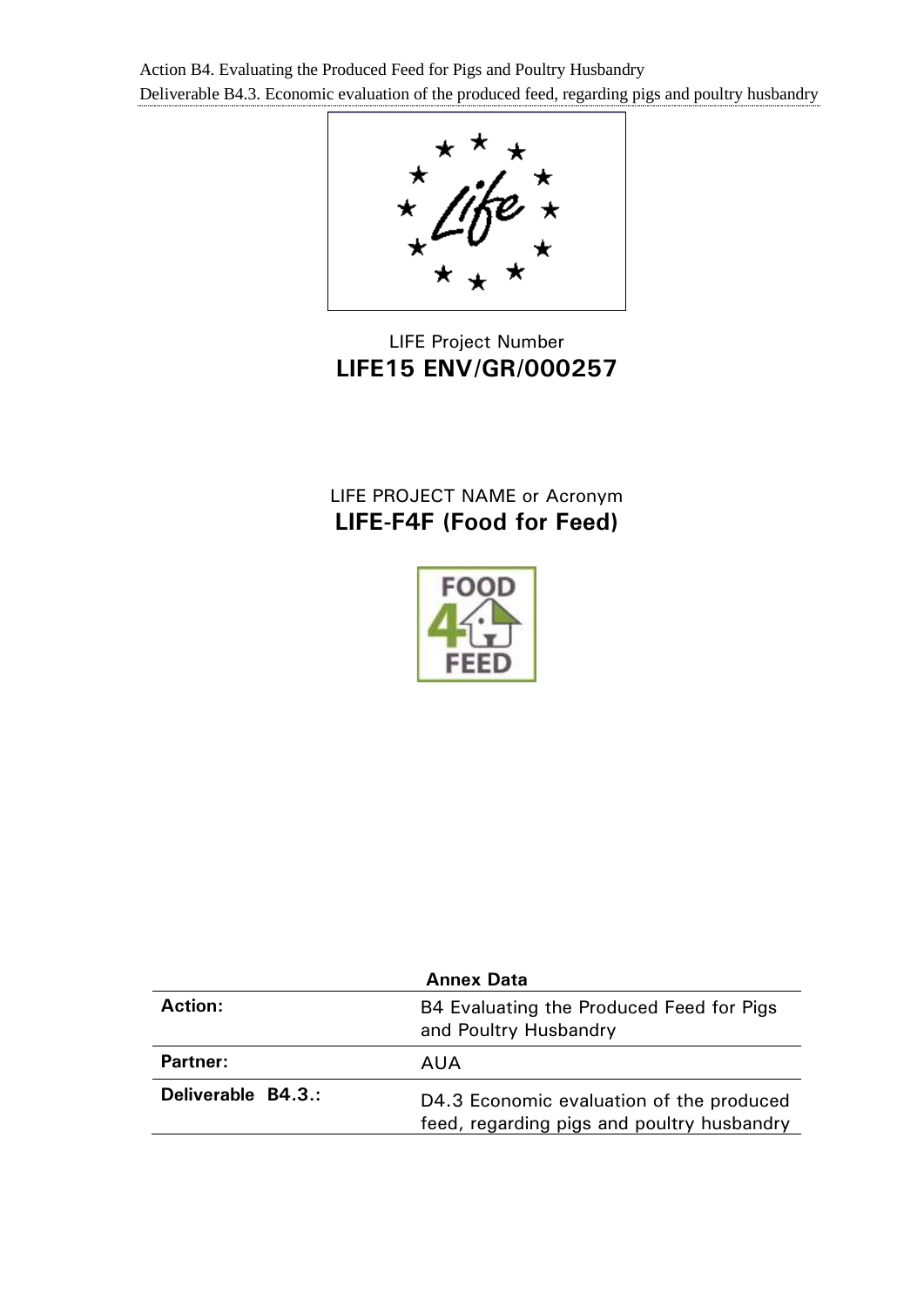LIFE Project Number

**LIFE15 ENV/GR/000257**

LIFE PROJECT NAME or Acronym

**LIFE-F4F (Food for Feed)**

| Annex Data | |
|---|---|
| **Action:** | B4 Evaluating the Produced Feed for Pigs and Poultry Husbandry |
| **Partner:** | AUA |
| **Deliverable B4.3.:** | D4.3 Economic evaluation of the produced feed, regarding pigs and poultry husbandry |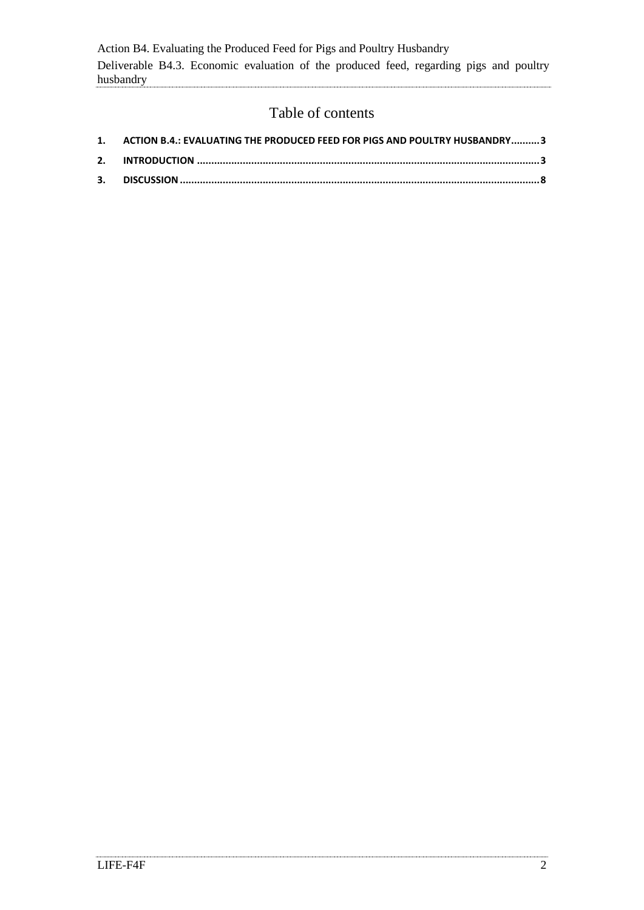# Table of contents

1. ACTION B.4.: EVALUATING THE PRODUCED FEED FOR PIGS AND POULTRY HUSBANDRY..........3
2. INTRODUCTION ........................................................................................................................3
3. DISCUSSION ...........................................................................................................................8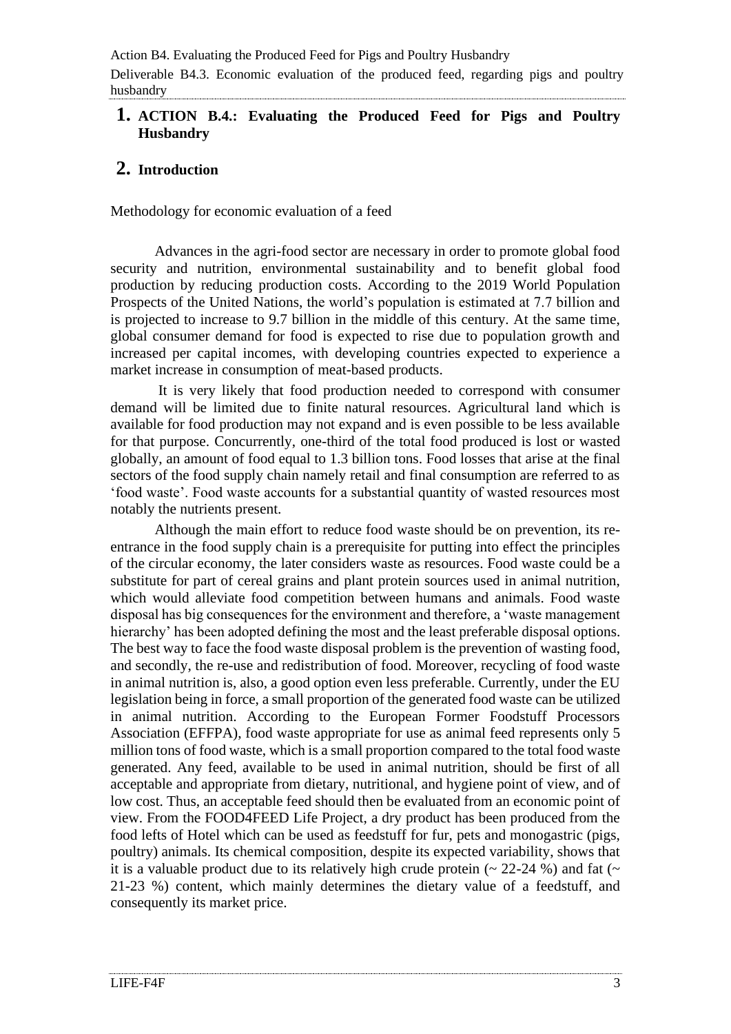# 1. ACTION B.4.: Evaluating the Produced Feed for Pigs and Poultry Husbandry

# 2. Introduction

Methodology for economic evaluation of a feed

Advances in the agri-food sector are necessary in order to promote global food security and nutrition, environmental sustainability and to benefit global food production by reducing production costs. According to the 2019 World Population Prospects of the United Nations, the world's population is estimated at 7.7 billion and is projected to increase to 9.7 billion in the middle of this century. At the same time, global consumer demand for food is expected to rise due to population growth and increased per capital incomes, with developing countries expected to experience a market increase in consumption of meat-based products.

It is very likely that food production needed to correspond with consumer demand will be limited due to finite natural resources. Agricultural land which is available for food production may not expand and is even possible to be less available for that purpose. Concurrently, one-third of the total food produced is lost or wasted globally, an amount of food equal to 1.3 billion tons. Food losses that arise at the final sectors of the food supply chain namely retail and final consumption are referred to as 'food waste'. Food waste accounts for a substantial quantity of wasted resources most notably the nutrients present.

Although the main effort to reduce food waste should be on prevention, its re-entrance in the food supply chain is a prerequisite for putting into effect the principles of the circular economy, the later considers waste as resources. Food waste could be a substitute for part of cereal grains and plant protein sources used in animal nutrition, which would alleviate food competition between humans and animals. Food waste disposal has big consequences for the environment and therefore, a 'waste management hierarchy' has been adopted defining the most and the least preferable disposal options. The best way to face the food waste disposal problem is the prevention of wasting food, and secondly, the re-use and redistribution of food. Moreover, recycling of food waste in animal nutrition is, also, a good option even less preferable. Currently, under the EU legislation being in force, a small proportion of the generated food waste can be utilized in animal nutrition. According to the European Former Foodstuff Processors Association (EFFPA), food waste appropriate for use as animal feed represents only 5 million tons of food waste, which is a small proportion compared to the total food waste generated. Any feed, available to be used in animal nutrition, should be first of all acceptable and appropriate from dietary, nutritional, and hygiene point of view, and of low cost. Thus, an acceptable feed should then be evaluated from an economic point of view. From the FOOD4FEED Life Project, a dry product has been produced from the food lefts of Hotel which can be used as feedstuff for fur, pets and monogastric (pigs, poultry) animals. Its chemical composition, despite its expected variability, shows that it is a valuable product due to its relatively high crude protein (~ 22-24 %) and fat (~ 21-23 %) content, which mainly determines the dietary value of a feedstuff, and consequently its market price.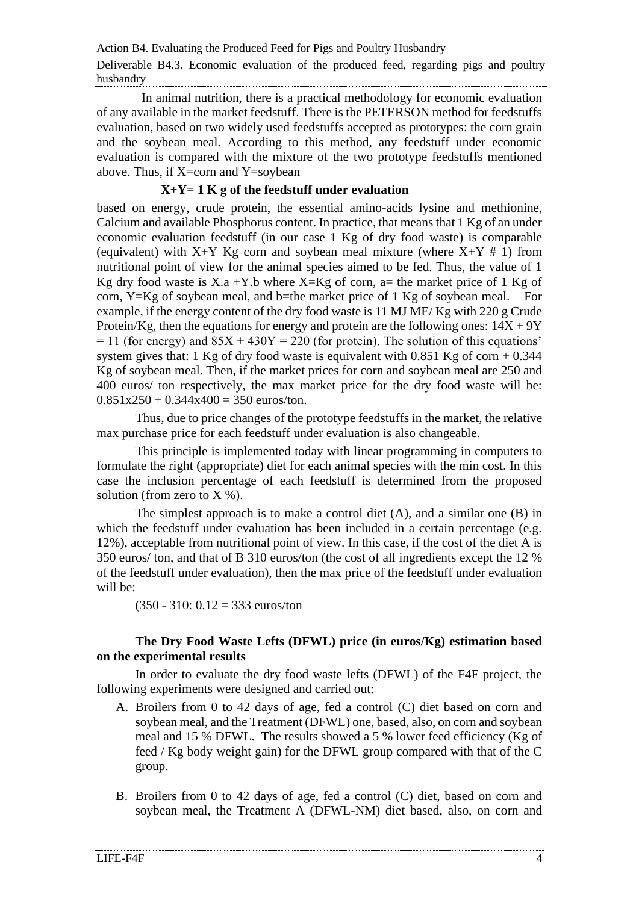In animal nutrition, there is a practical methodology for economic evaluation of any available in the market feedstuff. There is the PETERSON method for feedstuffs evaluation, based on two widely used feedstuffs accepted as prototypes: the corn grain and the soybean meal. According to this method, any feedstuff under economic evaluation is compared with the mixture of the two prototype feedstuffs mentioned above. Thus, if X=corn and Y=soybean

**X+Y= 1 K g of the feedstuff under evaluation**

based on energy, crude protein, the essential amino-acids lysine and methionine, Calcium and available Phosphorus content. In practice, that means that 1 Kg of an under economic evaluation feedstuff (in our case 1 Kg of dry food waste) is comparable (equivalent) with X+Y Kg corn and soybean meal mixture (where X+Y # 1) from nutritional point of view for the animal species aimed to be fed. Thus, the value of 1 Kg dry food waste is X.a +Y.b where X=Kg of corn, a= the market price of 1 Kg of corn, Y=Kg of soybean meal, and b=the market price of 1 Kg of soybean meal. For example, if the energy content of the dry food waste is 11 MJ ME/ Kg with 220 g Crude Protein/Kg, then the equations for energy and protein are the following ones: $14X + 9Y = 11$ (for energy) and $85X + 430Y = 220$ (for protein). The solution of this equations' system gives that: 1 Kg of dry food waste is equivalent with 0.851 Kg of corn + 0.344 Kg of soybean meal. Then, if the market prices for corn and soybean meal are 250 and 400 euros/ ton respectively, the max market price for the dry food waste will be: $0.851x250 + 0.344x400 = 350$ euros/ton.

Thus, due to price changes of the prototype feedstuffs in the market, the relative max purchase price for each feedstuff under evaluation is also changeable.

This principle is implemented today with linear programming in computers to formulate the right (appropriate) diet for each animal species with the min cost. In this case the inclusion percentage of each feedstuff is determined from the proposed solution (from zero to X %).

The simplest approach is to make a control diet (A), and a similar one (B) in which the feedstuff under evaluation has been included in a certain percentage (e.g. 12%), acceptable from nutritional point of view. In this case, if the cost of the diet A is 350 euros/ ton, and that of B 310 euros/ton (the cost of all ingredients except the 12 % of the feedstuff under evaluation), then the max price of the feedstuff under evaluation will be:

(350 - 310: 0.12 = 333 euros/ton

**The Dry Food Waste Lefts (DFWL) price (in euros/Kg) estimation based on the experimental results**

In order to evaluate the dry food waste lefts (DFWL) of the F4F project, the following experiments were designed and carried out:

A. Broilers from 0 to 42 days of age, fed a control (C) diet based on corn and soybean meal, and the Treatment (DFWL) one, based, also, on corn and soybean meal and 15 % DFWL. The results showed a 5 % lower feed efficiency (Kg of feed / Kg body weight gain) for the DFWL group compared with that of the C group.

B. Broilers from 0 to 42 days of age, fed a control (C) diet, based on corn and soybean meal, the Treatment A (DFWL-NM) diet based, also, on corn and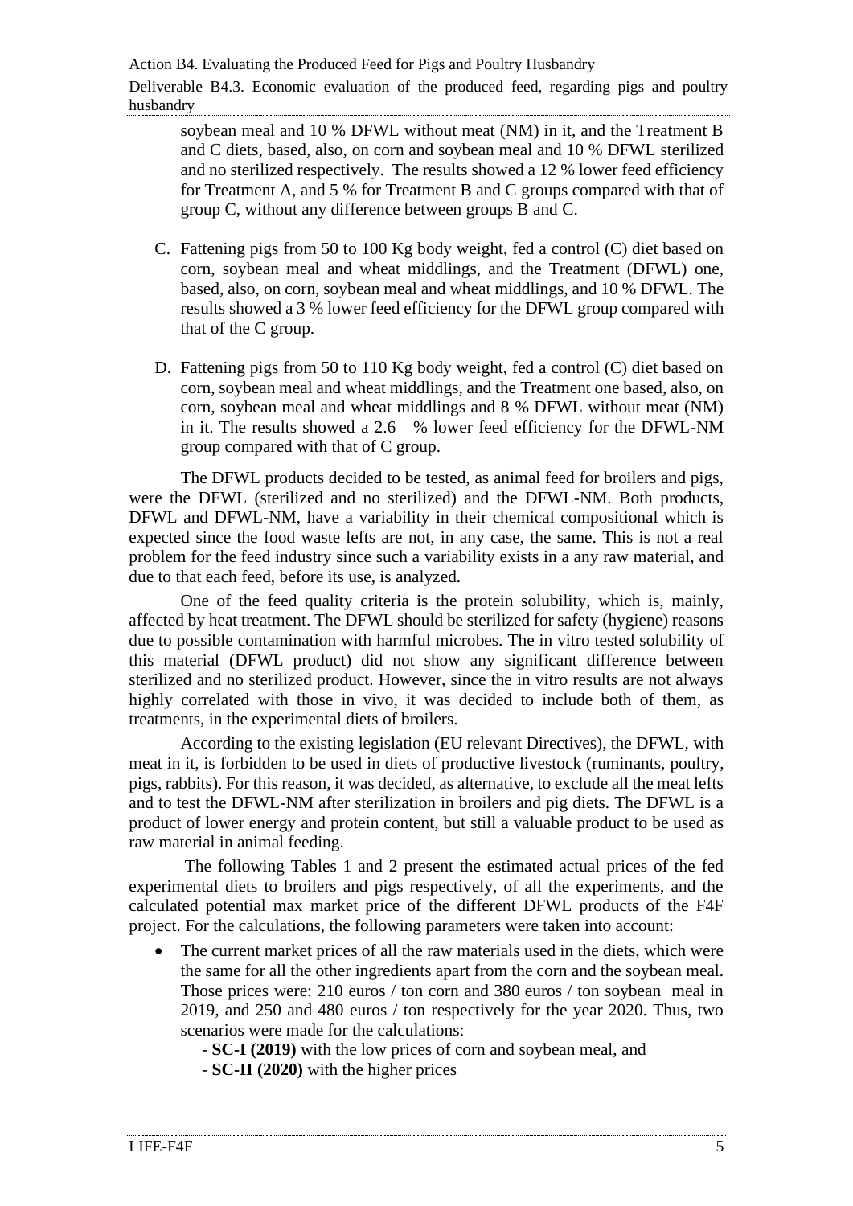soybean meal and 10 % DFWL without meat (NM) in it, and the Treatment B and C diets, based, also, on corn and soybean meal and 10 % DFWL sterilized and no sterilized respectively. The results showed a 12 % lower feed efficiency for Treatment A, and 5 % for Treatment B and C groups compared with that of group C, without any difference between groups B and C.

C. Fattening pigs from 50 to 100 Kg body weight, fed a control (C) diet based on corn, soybean meal and wheat middlings, and the Treatment (DFWL) one, based, also, on corn, soybean meal and wheat middlings, and 10 % DFWL. The results showed a 3 % lower feed efficiency for the DFWL group compared with that of the C group.

D. Fattening pigs from 50 to 110 Kg body weight, fed a control (C) diet based on corn, soybean meal and wheat middlings, and the Treatment one based, also, on corn, soybean meal and wheat middlings and 8 % DFWL without meat (NM) in it. The results showed a 2.6 % lower feed efficiency for the DFWL-NM group compared with that of C group.

The DFWL products decided to be tested, as animal feed for broilers and pigs, were the DFWL (sterilized and no sterilized) and the DFWL-NM. Both products, DFWL and DFWL-NM, have a variability in their chemical compositional which is expected since the food waste lefts are not, in any case, the same. This is not a real problem for the feed industry since such a variability exists in a any raw material, and due to that each feed, before its use, is analyzed.

One of the feed quality criteria is the protein solubility, which is, mainly, affected by heat treatment. The DFWL should be sterilized for safety (hygiene) reasons due to possible contamination with harmful microbes. The in vitro tested solubility of this material (DFWL product) did not show any significant difference between sterilized and no sterilized product. However, since the in vitro results are not always highly correlated with those in vivo, it was decided to include both of them, as treatments, in the experimental diets of broilers.

According to the existing legislation (EU relevant Directives), the DFWL, with meat in it, is forbidden to be used in diets of productive livestock (ruminants, poultry, pigs, rabbits). For this reason, it was decided, as alternative, to exclude all the meat lefts and to test the DFWL-NM after sterilization in broilers and pig diets. The DFWL is a product of lower energy and protein content, but still a valuable product to be used as raw material in animal feeding.

The following Tables 1 and 2 present the estimated actual prices of the fed experimental diets to broilers and pigs respectively, of all the experiments, and the calculated potential max market price of the different DFWL products of the F4F project. For the calculations, the following parameters were taken into account:

- The current market prices of all the raw materials used in the diets, which were the same for all the other ingredients apart from the corn and the soybean meal. Those prices were: 210 euros / ton corn and 380 euros / ton soybean meal in 2019, and 250 and 480 euros / ton respectively for the year 2020. Thus, two scenarios were made for the calculations:
  - **SC-I (2019)** with the low prices of corn and soybean meal, and
  - **SC-II (2020)** with the higher prices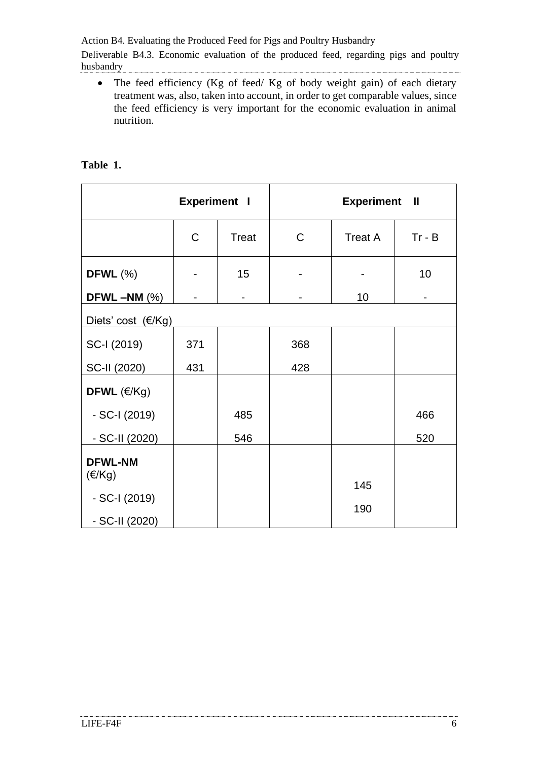- The feed efficiency (Kg of feed/ Kg of body weight gain) of each dietary treatment was, also, taken into account, in order to get comparable values, since the feed efficiency is very important for the economic evaluation in animal nutrition.

**Table 1.**

| | Experiment I | | Experiment II | | |
|---|---|---|---|---|---|
| | C | Treat | C | Treat A | Tr - B |
| **DFWL** (%) | - | 15 | - | - | 10 |
| **DFWL –NM** (%) | - | - | - | 10 | - |
| Diets' cost (€/Kg) | | | | | |
| SC-I (2019) | 371 | | 368 | | |
| SC-II (2020) | 431 | | 428 | | |
| **DFWL** (€/Kg) | | | | | |
| - SC-I (2019) | | 485 | | | 466 |
| - SC-II (2020) | | 546 | | | 520 |
| **DFWL-NM** (€/Kg) | | | | | |
| - SC-I (2019) | | | | 145 | |
| - SC-II (2020) | | | | 190 | |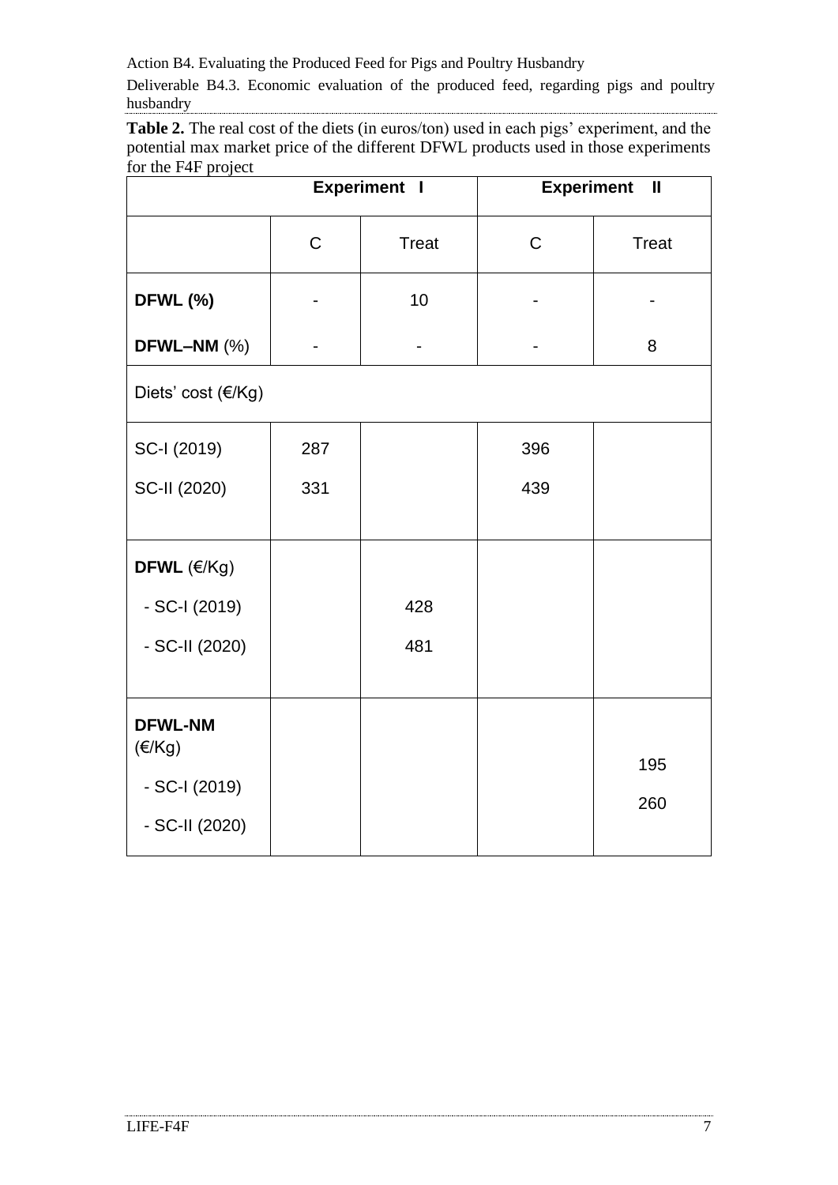**Table 2.** The real cost of the diets (in euros/ton) used in each pigs' experiment, and the potential max market price of the different DFWL products used in those experiments for the F4F project

| | Experiment I | | Experiment II | |
|---|---|---|---|---|
| | C | Treat | C | Treat |
| **DFWL (%)** | - | 10 | - | - |
| **DFWL–NM** (%) | - | - | - | 8 |
| Diets' cost (€/Kg) | | | | |
| SC-I (2019) | 287 | | 396 | |
| SC-II (2020) | 331 | | 439 | |
| **DFWL** (€/Kg) | | | | |
| - SC-I (2019) | | 428 | | |
| - SC-II (2020) | | 481 | | |
| **DFWL-NM** (€/Kg) | | | | |
| - SC-I (2019) | | | | 195 |
| - SC-II (2020) | | | | 260 |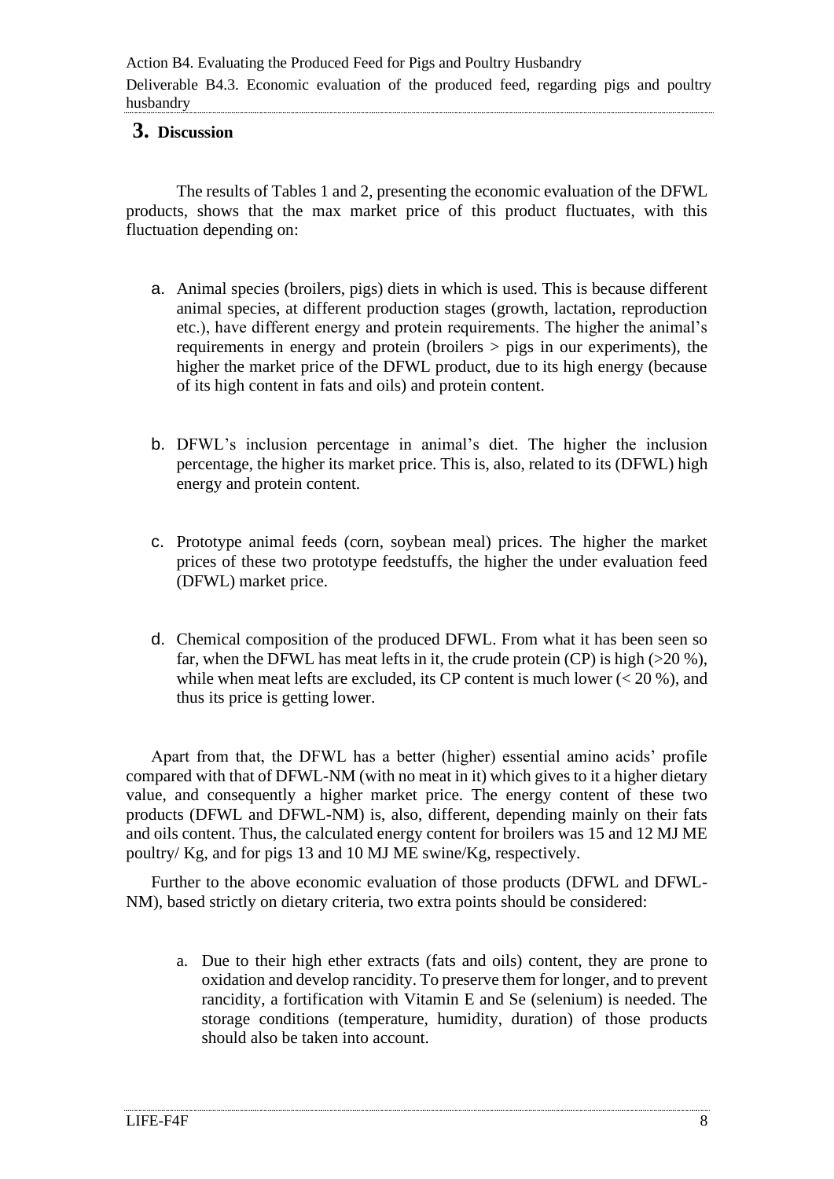## 3. Discussion

The results of Tables 1 and 2, presenting the economic evaluation of the DFWL products, shows that the max market price of this product fluctuates, with this fluctuation depending on:

a. Animal species (broilers, pigs) diets in which is used. This is because different animal species, at different production stages (growth, lactation, reproduction etc.), have different energy and protein requirements. The higher the animal's requirements in energy and protein (broilers > pigs in our experiments), the higher the market price of the DFWL product, due to its high energy (because of its high content in fats and oils) and protein content.

b. DFWL's inclusion percentage in animal's diet. The higher the inclusion percentage, the higher its market price. This is, also, related to its (DFWL) high energy and protein content.

c. Prototype animal feeds (corn, soybean meal) prices. The higher the market prices of these two prototype feedstuffs, the higher the under evaluation feed (DFWL) market price.

d. Chemical composition of the produced DFWL. From what it has been seen so far, when the DFWL has meat lefts in it, the crude protein (CP) is high (>20 %), while when meat lefts are excluded, its CP content is much lower (< 20 %), and thus its price is getting lower.

Apart from that, the DFWL has a better (higher) essential amino acids' profile compared with that of DFWL-NM (with no meat in it) which gives to it a higher dietary value, and consequently a higher market price. The energy content of these two products (DFWL and DFWL-NM) is, also, different, depending mainly on their fats and oils content. Thus, the calculated energy content for broilers was 15 and 12 MJ ME poultry/ Kg, and for pigs 13 and 10 MJ ME swine/Kg, respectively.

Further to the above economic evaluation of those products (DFWL and DFWL-NM), based strictly on dietary criteria, two extra points should be considered:

a. Due to their high ether extracts (fats and oils) content, they are prone to oxidation and develop rancidity. To preserve them for longer, and to prevent rancidity, a fortification with Vitamin E and Se (selenium) is needed. The storage conditions (temperature, humidity, duration) of those products should also be taken into account.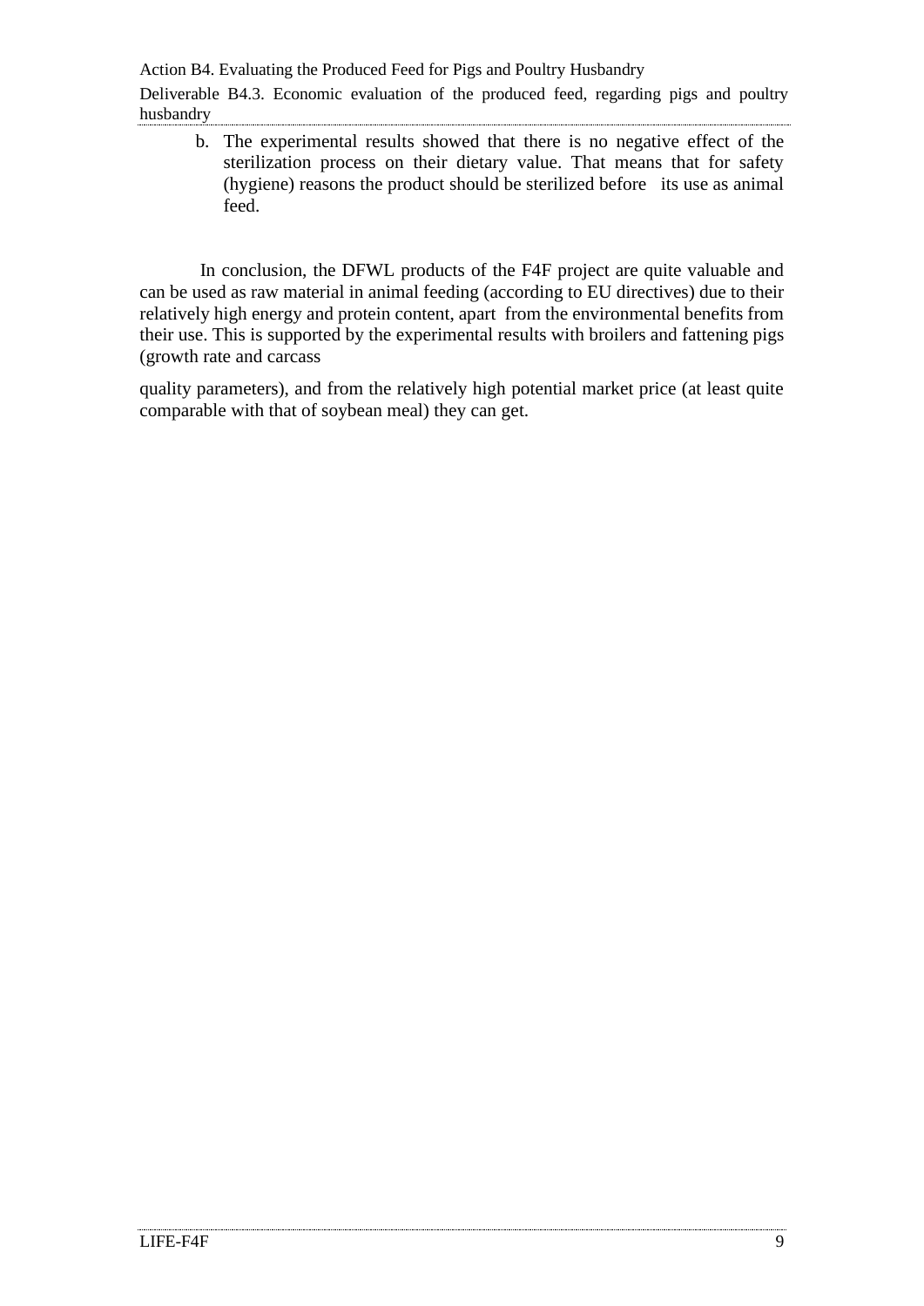b. The experimental results showed that there is no negative effect of the sterilization process on their dietary value. That means that for safety (hygiene) reasons the product should be sterilized before its use as animal feed.

In conclusion, the DFWL products of the F4F project are quite valuable and can be used as raw material in animal feeding (according to EU directives) due to their relatively high energy and protein content, apart from the environmental benefits from their use. This is supported by the experimental results with broilers and fattening pigs (growth rate and carcass quality parameters), and from the relatively high potential market price (at least quite comparable with that of soybean meal) they can get.